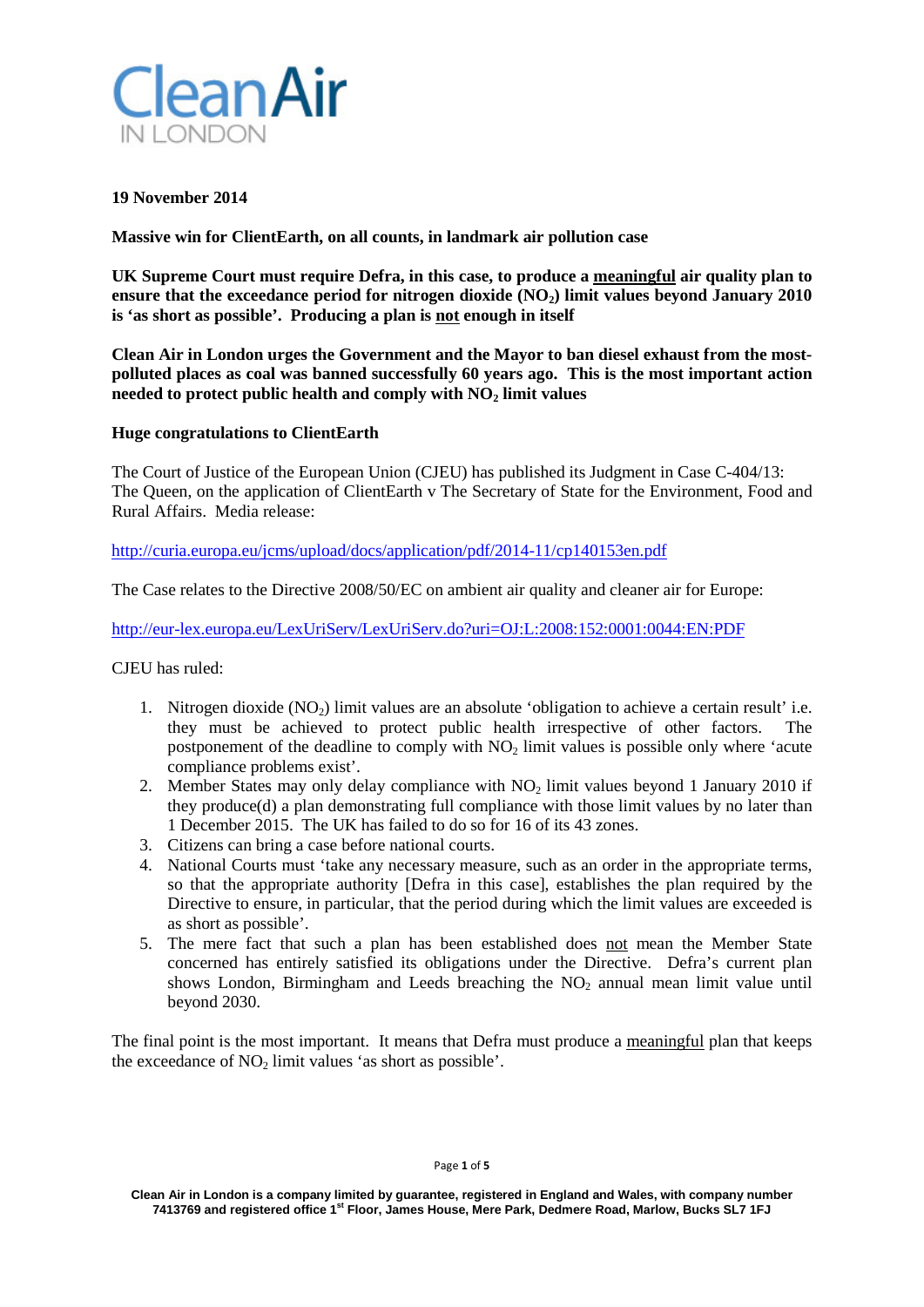Clean Air IN LONDON

**19 November 2014**

**Massive win for ClientEarth, on all counts, in landmark air pollution case**

**UK Supreme Court must require Defra, in this case, to produce a <u>meaningful</u> air quality plan to ensure that the exceedance period for nitrogen dioxide ($NO_2$) limit values beyond January 2010 is 'as short as possible'. Producing a plan is <u>not</u> enough in itself**

**Clean Air in London urges the Government and the Mayor to ban diesel exhaust from the most-polluted places as coal was banned successfully 60 years ago. This is the most important action needed to protect public health and comply with $NO_2$ limit values**

**Huge congratulations to ClientEarth**

The Court of Justice of the European Union (CJEU) has published its Judgment in Case C-404/13: The Queen, on the application of ClientEarth v The Secretary of State for the Environment, Food and Rural Affairs. Media release:

http://curia.europa.eu/jcms/upload/docs/application/pdf/2014-11/cp140153en.pdf

The Case relates to the Directive 2008/50/EC on ambient air quality and cleaner air for Europe:

http://eur-lex.europa.eu/LexUriServ/LexUriServ.do?uri=OJ:L:2008:152:0001:0044:EN:PDF

CJEU has ruled:

1. Nitrogen dioxide ($NO_2$) limit values are an absolute 'obligation to achieve a certain result' i.e. they must be achieved to protect public health irrespective of other factors. The postponement of the deadline to comply with $NO_2$ limit values is possible only where 'acute compliance problems exist'.
2. Member States may only delay compliance with $NO_2$ limit values beyond 1 January 2010 if they produce(d) a plan demonstrating full compliance with those limit values by no later than 1 December 2015. The UK has failed to do so for 16 of its 43 zones.
3. Citizens can bring a case before national courts.
4. National Courts must 'take any necessary measure, such as an order in the appropriate terms, so that the appropriate authority [Defra in this case], establishes the plan required by the Directive to ensure, in particular, that the period during which the limit values are exceeded is as short as possible'.
5. The mere fact that such a plan has been established does <u>not</u> mean the Member State concerned has entirely satisfied its obligations under the Directive. Defra's current plan shows London, Birmingham and Leeds breaching the $NO_2$ annual mean limit value until beyond 2030.

The final point is the most important. It means that Defra must produce a <u>meaningful</u> plan that keeps the exceedance of $NO_2$ limit values 'as short as possible'.

**Clean Air in London is a company limited by guarantee, registered in England and Wales, with company number 7413769 and registered office 1[st] Floor, James House, Mere Park, Dedmere Road, Marlow, Bucks SL7 1FJ**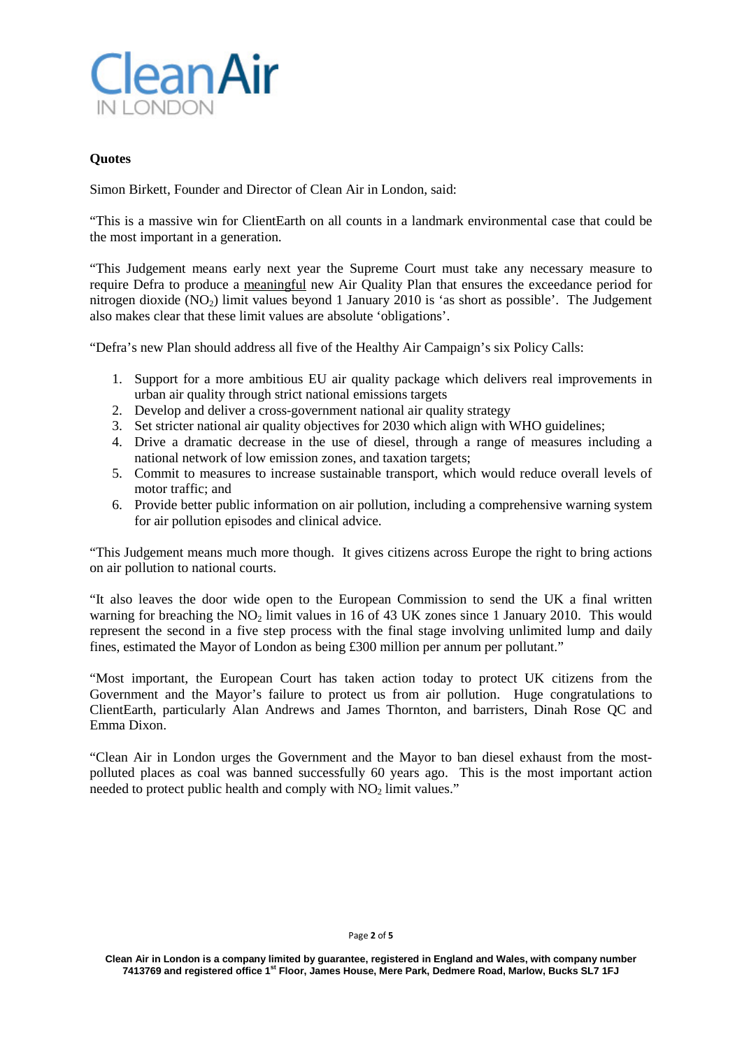**Quotes**

Simon Birkett, Founder and Director of Clean Air in London, said:

"This is a massive win for ClientEarth on all counts in a landmark environmental case that could be the most important in a generation.

"This Judgement means early next year the Supreme Court must take any necessary measure to require Defra to produce a meaningful new Air Quality Plan that ensures the exceedance period for nitrogen dioxide ($NO_2$) limit values beyond 1 January 2010 is 'as short as possible'. The Judgement also makes clear that these limit values are absolute 'obligations'.

"Defra's new Plan should address all five of the Healthy Air Campaign's six Policy Calls:

1. Support for a more ambitious EU air quality package which delivers real improvements in urban air quality through strict national emissions targets
2. Develop and deliver a cross-government national air quality strategy
3. Set stricter national air quality objectives for 2030 which align with WHO guidelines;
4. Drive a dramatic decrease in the use of diesel, through a range of measures including a national network of low emission zones, and taxation targets;
5. Commit to measures to increase sustainable transport, which would reduce overall levels of motor traffic; and
6. Provide better public information on air pollution, including a comprehensive warning system for air pollution episodes and clinical advice.

"This Judgement means much more though. It gives citizens across Europe the right to bring actions on air pollution to national courts.

"It also leaves the door wide open to the European Commission to send the UK a final written warning for breaching the $NO_2$ limit values in 16 of 43 UK zones since 1 January 2010. This would represent the second in a five step process with the final stage involving unlimited lump and daily fines, estimated the Mayor of London as being £300 million per annum per pollutant."

"Most important, the European Court has taken action today to protect UK citizens from the Government and the Mayor's failure to protect us from air pollution. Huge congratulations to ClientEarth, particularly Alan Andrews and James Thornton, and barristers, Dinah Rose QC and Emma Dixon.

"Clean Air in London urges the Government and the Mayor to ban diesel exhaust from the most-polluted places as coal was banned successfully 60 years ago. This is the most important action needed to protect public health and comply with $NO_2$ limit values."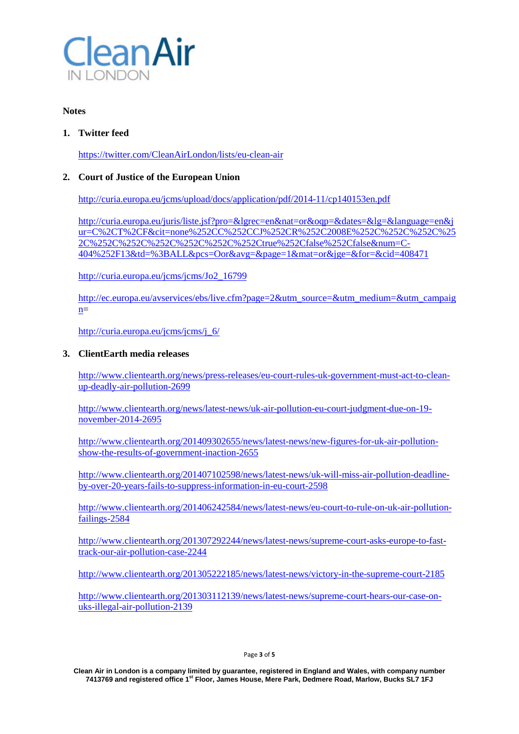CleanAir
IN LONDON

**Notes**

1. **Twitter feed**

   https://twitter.com/CleanAirLondon/lists/eu-clean-air

2. **Court of Justice of the European Union**

   http://curia.europa.eu/jcms/upload/docs/application/pdf/2014-11/cp140153en.pdf

   http://curia.europa.eu/juris/liste.jsf?pro=&lgrec=en&nat=or&oqp=&dates=&lg=&language=en&jur=C%2CT%2CF&cit=none%252CC%252CCJ%252CR%252C2008E%252C%252C%252C%252C%252C%252C%252C%252C%252C%252Ctrue%252Cfalse%252Cfalse&num=C-404%252F13&td=%3BALL&pcs=Oor&avg=&page=1&mat=or&jge=&for=&cid=408471

   http://curia.europa.eu/jcms/jcms/Jo2_16799

   http://ec.europa.eu/avservices/ebs/live.cfm?page=2&utm_source=&utm_medium=&utm_campaign=

   http://curia.europa.eu/jcms/jcms/j_6/

3. **ClientEarth media releases**

   http://www.clientearth.org/news/press-releases/eu-court-rules-uk-government-must-act-to-clean-up-deadly-air-pollution-2699

   http://www.clientearth.org/news/latest-news/uk-air-pollution-eu-court-judgment-due-on-19-november-2014-2695

   http://www.clientearth.org/201409302655/news/latest-news/new-figures-for-uk-air-pollution-show-the-results-of-government-inaction-2655

   http://www.clientearth.org/201407102598/news/latest-news/uk-will-miss-air-pollution-deadline-by-over-20-years-fails-to-suppress-information-in-eu-court-2598

   http://www.clientearth.org/201406242584/news/latest-news/eu-court-to-rule-on-uk-air-pollution-failings-2584

   http://www.clientearth.org/201307292244/news/latest-news/supreme-court-asks-europe-to-fast-track-our-air-pollution-case-2244

   http://www.clientearth.org/201305222185/news/latest-news/victory-in-the-supreme-court-2185

   http://www.clientearth.org/201303112139/news/latest-news/supreme-court-hears-our-case-on-uks-illegal-air-pollution-2139

**Clean Air in London is a company limited by guarantee, registered in England and Wales, with company number 7413769 and registered office 1st Floor, James House, Mere Park, Dedmere Road, Marlow, Bucks SL7 1FJ**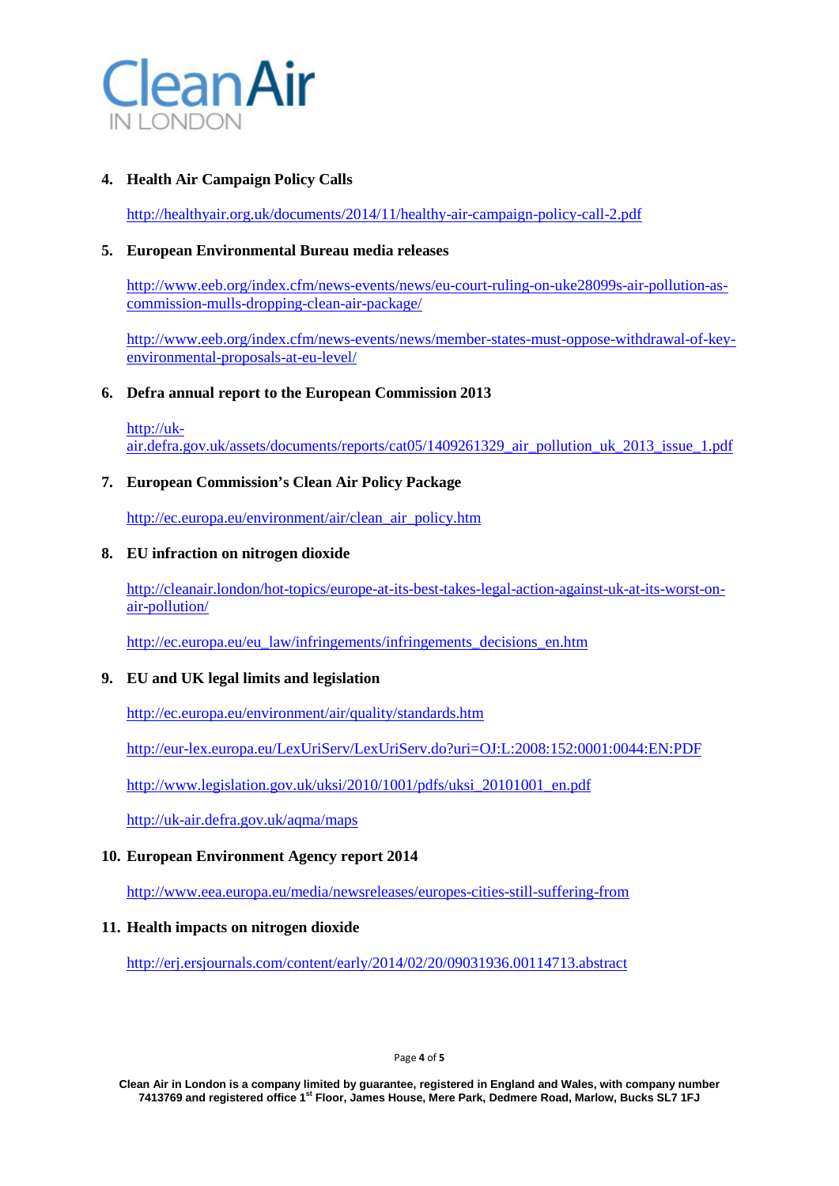4. **Health Air Campaign Policy Calls**

   http://healthyair.org.uk/documents/2014/11/healthy-air-campaign-policy-call-2.pdf

5. **European Environmental Bureau media releases**

   http://www.eeb.org/index.cfm/news-events/news/eu-court-ruling-on-uke28099s-air-pollution-as-commission-mulls-dropping-clean-air-package/

   http://www.eeb.org/index.cfm/news-events/news/member-states-must-oppose-withdrawal-of-key-environmental-proposals-at-eu-level/

6. **Defra annual report to the European Commission 2013**

   http://uk-air.defra.gov.uk/assets/documents/reports/cat05/1409261329_air_pollution_uk_2013_issue_1.pdf

7. **European Commission's Clean Air Policy Package**

   http://ec.europa.eu/environment/air/clean_air_policy.htm

8. **EU infraction on nitrogen dioxide**

   http://cleanair.london/hot-topics/europe-at-its-best-takes-legal-action-against-uk-at-its-worst-on-air-pollution/

   http://ec.europa.eu/eu_law/infringements/infringements_decisions_en.htm

9. **EU and UK legal limits and legislation**

   http://ec.europa.eu/environment/air/quality/standards.htm

   http://eur-lex.europa.eu/LexUriServ/LexUriServ.do?uri=OJ:L:2008:152:0001:0044:EN:PDF

   http://www.legislation.gov.uk/uksi/2010/1001/pdfs/uksi_20101001_en.pdf

   http://uk-air.defra.gov.uk/aqma/maps

10. **European Environment Agency report 2014**

    http://www.eea.europa.eu/media/newsreleases/europes-cities-still-suffering-from

11. **Health impacts on nitrogen dioxide**

    http://erj.ersjournals.com/content/early/2014/02/20/09031936.00114713.abstract

Clean Air in London is a company limited by guarantee, registered in England and Wales, with company number 7413769 and registered office 1st Floor, James House, Mere Park, Dedmere Road, Marlow, Bucks SL7 1FJ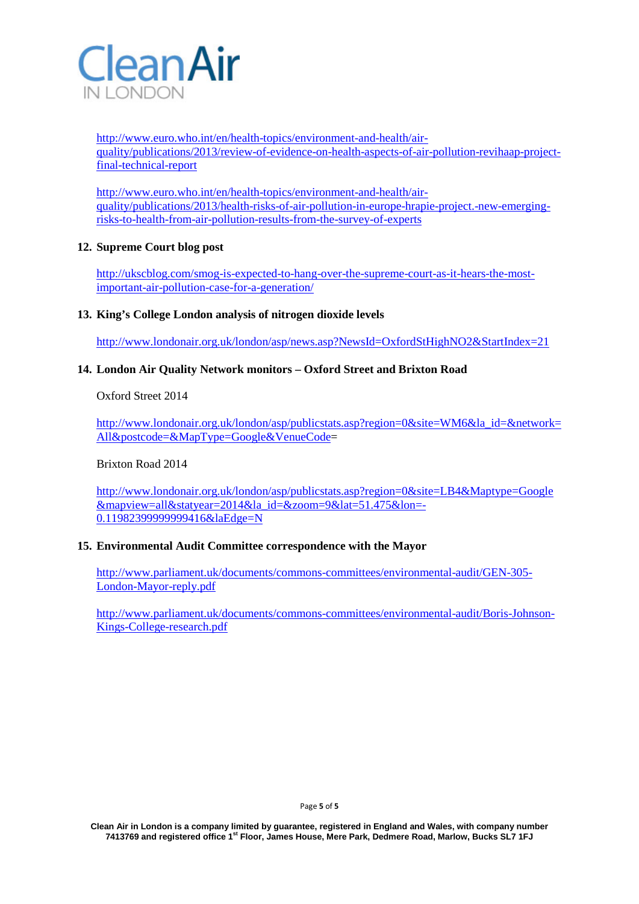http://www.euro.who.int/en/health-topics/environment-and-health/air-quality/publications/2013/review-of-evidence-on-health-aspects-of-air-pollution-revihaap-project-final-technical-report

http://www.euro.who.int/en/health-topics/environment-and-health/air-quality/publications/2013/health-risks-of-air-pollution-in-europe-hrapie-project.-new-emerging-risks-to-health-from-air-pollution-results-from-the-survey-of-experts

**12. Supreme Court blog post**

http://ukscblog.com/smog-is-expected-to-hang-over-the-supreme-court-as-it-hears-the-most-important-air-pollution-case-for-a-generation/

**13. King's College London analysis of nitrogen dioxide levels**

http://www.londonair.org.uk/london/asp/news.asp?NewsId=OxfordStHighNO2&StartIndex=21

**14. London Air Quality Network monitors – Oxford Street and Brixton Road**

Oxford Street 2014

http://www.londonair.org.uk/london/asp/publicstats.asp?region=0&site=WM6&la_id=&network=All&postcode=&MapType=Google&VenueCode=

Brixton Road 2014

http://www.londonair.org.uk/london/asp/publicstats.asp?region=0&site=LB4&Maptype=Google&mapview=all&statyear=2014&la_id=&zoom=9&lat=51.475&lon=-0.11982399999999416&laEdge=N

**15. Environmental Audit Committee correspondence with the Mayor**

http://www.parliament.uk/documents/commons-committees/environmental-audit/GEN-305-London-Mayor-reply.pdf

http://www.parliament.uk/documents/commons-committees/environmental-audit/Boris-Johnson-Kings-College-research.pdf